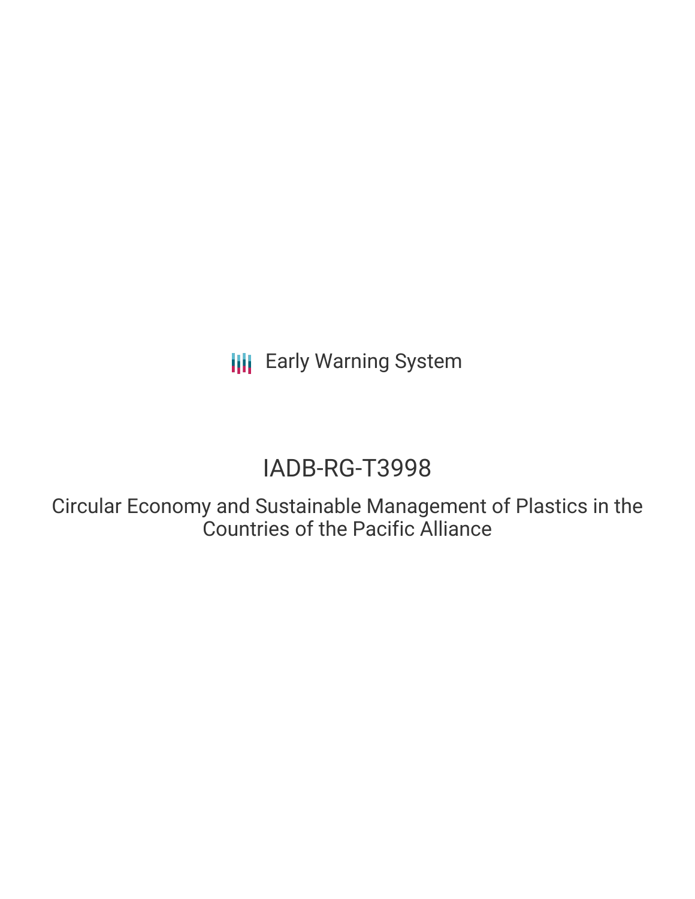Early Warning System

# IADB-RG-T3998

## Circular Economy and Sustainable Management of Plastics in the Countries of the Pacific Alliance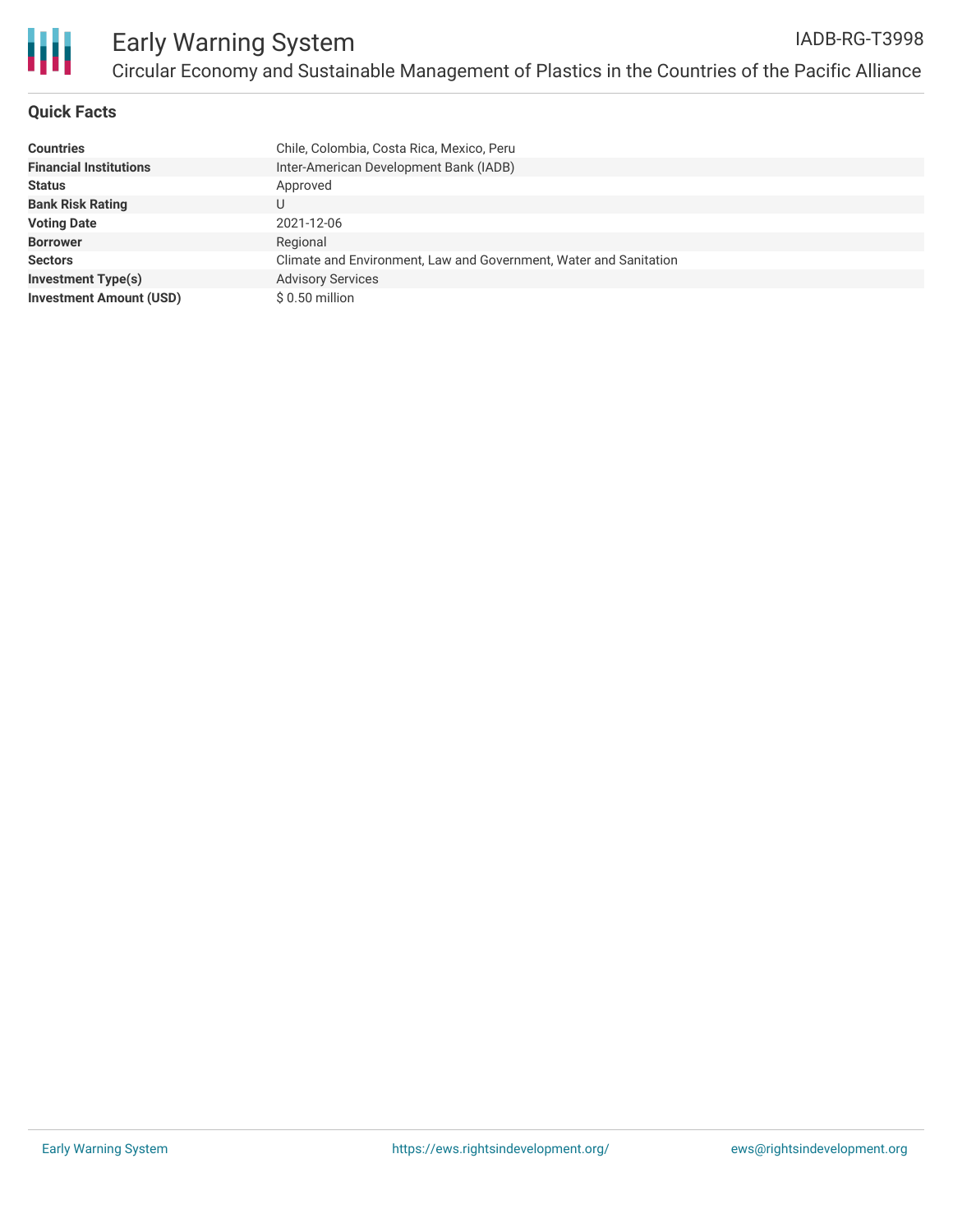# Early Warning System

IADB-RG-T3998

Circular Economy and Sustainable Management of Plastics in the Countries of the Pacific Alliance

## Quick Facts

| | |
|---|---|
| **Countries** | Chile, Colombia, Costa Rica, Mexico, Peru |
| **Financial Institutions** | Inter-American Development Bank (IADB) |
| **Status** | Approved |
| **Bank Risk Rating** | U |
| **Voting Date** | 2021-12-06 |
| **Borrower** | Regional |
| **Sectors** | Climate and Environment, Law and Government, Water and Sanitation |
| **Investment Type(s)** | Advisory Services |
| **Investment Amount (USD)** | $ 0.50 million |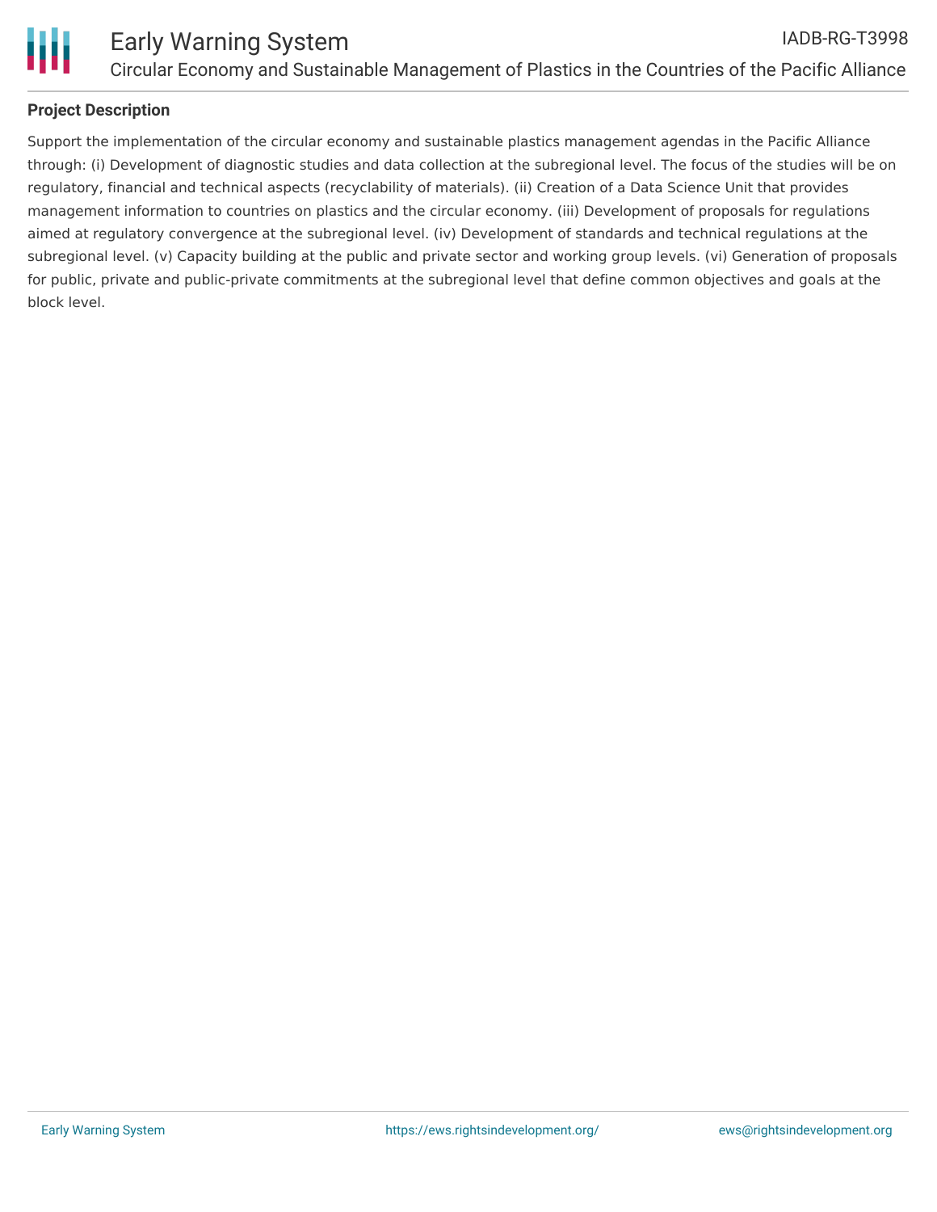### Project Description

Support the implementation of the circular economy and sustainable plastics management agendas in the Pacific Alliance through: (i) Development of diagnostic studies and data collection at the subregional level. The focus of the studies will be on regulatory, financial and technical aspects (recyclability of materials). (ii) Creation of a Data Science Unit that provides management information to countries on plastics and the circular economy. (iii) Development of proposals for regulations aimed at regulatory convergence at the subregional level. (iv) Development of standards and technical regulations at the subregional level. (v) Capacity building at the public and private sector and working group levels. (vi) Generation of proposals for public, private and public-private commitments at the subregional level that define common objectives and goals at the block level.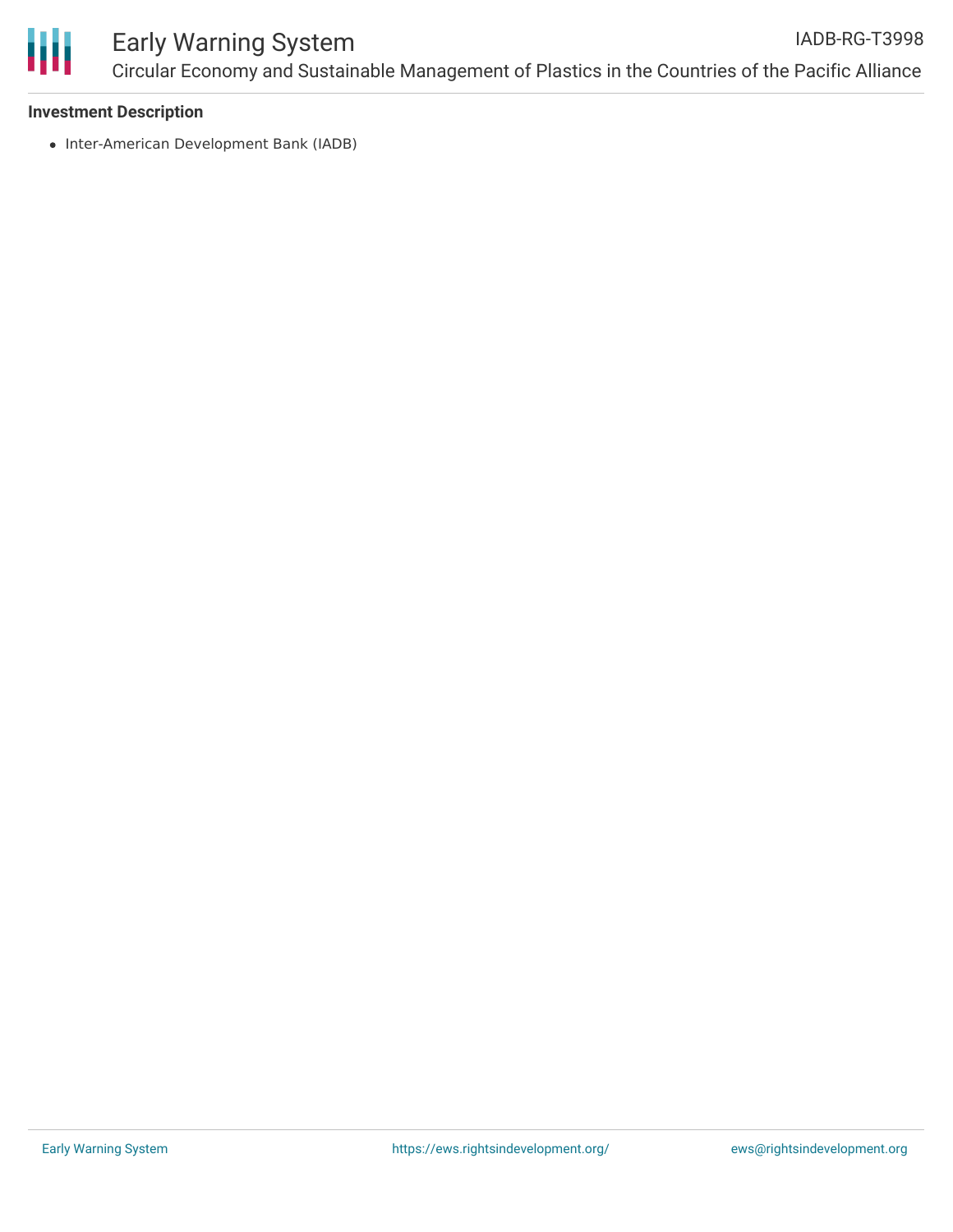**Investment Description**

- Inter-American Development Bank (IADB)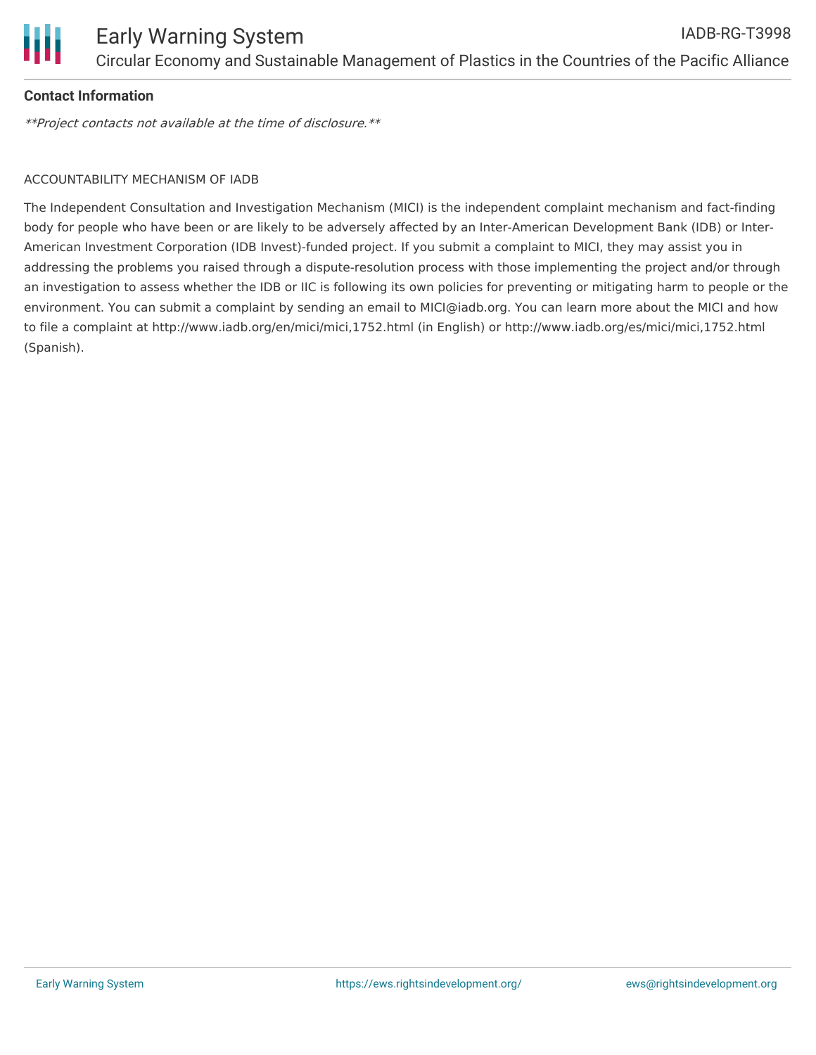**Contact Information**

*\*\*Project contacts not available at the time of disclosure.\*\**

ACCOUNTABILITY MECHANISM OF IADB

The Independent Consultation and Investigation Mechanism (MICI) is the independent complaint mechanism and fact-finding body for people who have been or are likely to be adversely affected by an Inter-American Development Bank (IDB) or Inter-American Investment Corporation (IDB Invest)-funded project. If you submit a complaint to MICI, they may assist you in addressing the problems you raised through a dispute-resolution process with those implementing the project and/or through an investigation to assess whether the IDB or IIC is following its own policies for preventing or mitigating harm to people or the environment. You can submit a complaint by sending an email to MICI@iadb.org. You can learn more about the MICI and how to file a complaint at http://www.iadb.org/en/mici/mici,1752.html (in English) or http://www.iadb.org/es/mici/mici,1752.html (Spanish).